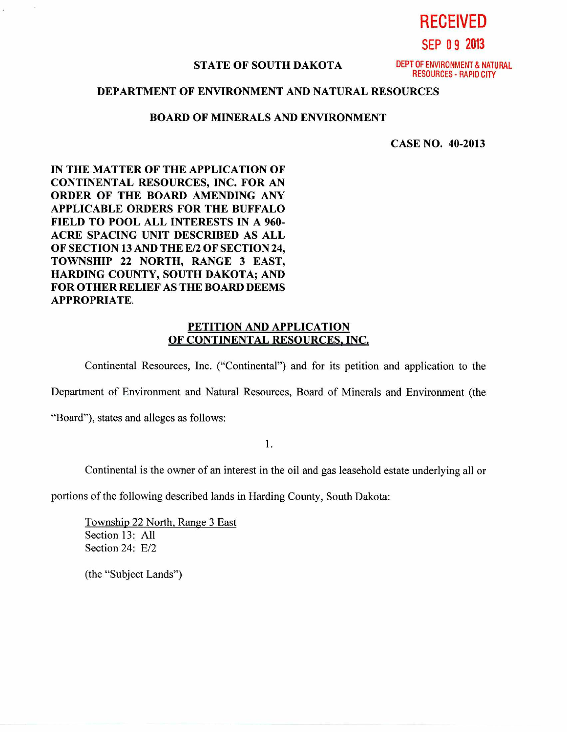RECEIVED

SEP 09 2013

DEPT OF ENVIRONMENT & NATURAL RESOURCES - RAPID CITY

**STATE OF SOUTH DAKOTA**

**DEPARTMENT OF ENVIRONMENT AND NATURAL RESOURCES**

**BOARD OF MINERALS AND ENVIRONMENT**

**CASE NO. 40-2013**

**IN THE MATTER OF THE APPLICATION OF CONTINENTAL RESOURCES, INC. FOR AN ORDER OF THE BOARD AMENDING ANY APPLICABLE ORDERS FOR THE BUFFALO FIELD TO POOL ALL INTERESTS IN A 960-ACRE SPACING UNIT DESCRIBED AS ALL OF SECTION 13 AND THE E/2 OF SECTION 24, TOWNSHIP 22 NORTH, RANGE 3 EAST, HARDING COUNTY, SOUTH DAKOTA; AND FOR OTHER RELIEF AS THE BOARD DEEMS APPROPRIATE.**

## PETITION AND APPLICATION OF CONTINENTAL RESOURCES, INC.

Continental Resources, Inc. ("Continental") and for its petition and application to the Department of Environment and Natural Resources, Board of Minerals and Environment (the "Board"), states and alleges as follows:

1.

Continental is the owner of an interest in the oil and gas leasehold estate underlying all or portions of the following described lands in Harding County, South Dakota:

Township 22 North, Range 3 East
Section 13: All
Section 24: E/2

(the "Subject Lands")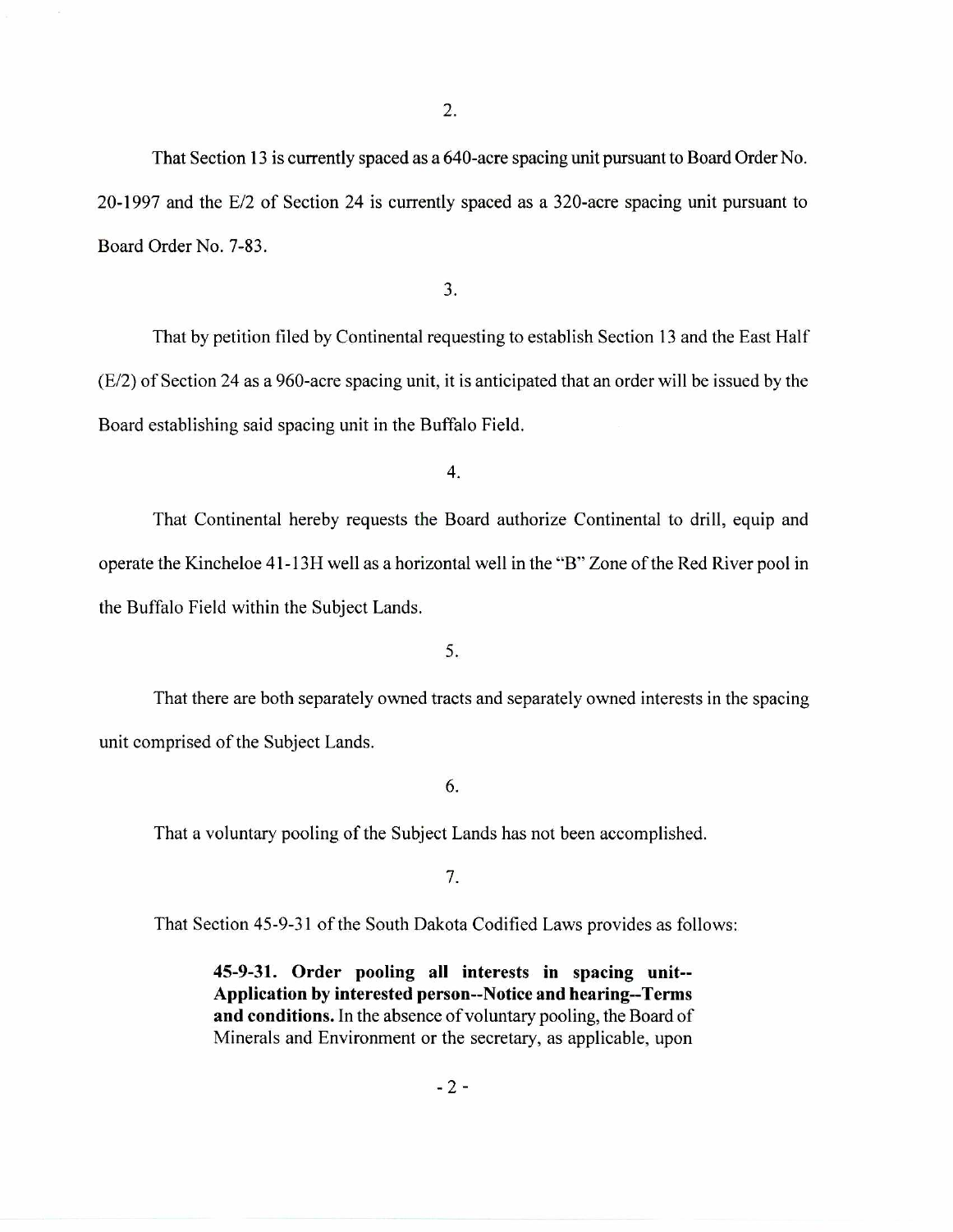2.

That Section 13 is currently spaced as a 640-acre spacing unit pursuant to Board Order No. 20-1997 and the E/2 of Section 24 is currently spaced as a 320-acre spacing unit pursuant to Board Order No. 7-83.

3.

That by petition filed by Continental requesting to establish Section 13 and the East Half (E/2) of Section 24 as a 960-acre spacing unit, it is anticipated that an order will be issued by the Board establishing said spacing unit in the Buffalo Field.

4.

That Continental hereby requests the Board authorize Continental to drill, equip and operate the Kincheloe 41-13H well as a horizontal well in the "B" Zone of the Red River pool in the Buffalo Field within the Subject Lands.

5.

That there are both separately owned tracts and separately owned interests in the spacing unit comprised of the Subject Lands.

6.

That a voluntary pooling of the Subject Lands has not been accomplished.

7.

That Section 45-9-31 of the South Dakota Codified Laws provides as follows:

> **45-9-31. Order pooling all interests in spacing unit--Application by interested person--Notice and hearing--Terms and conditions.** In the absence of voluntary pooling, the Board of Minerals and Environment or the secretary, as applicable, upon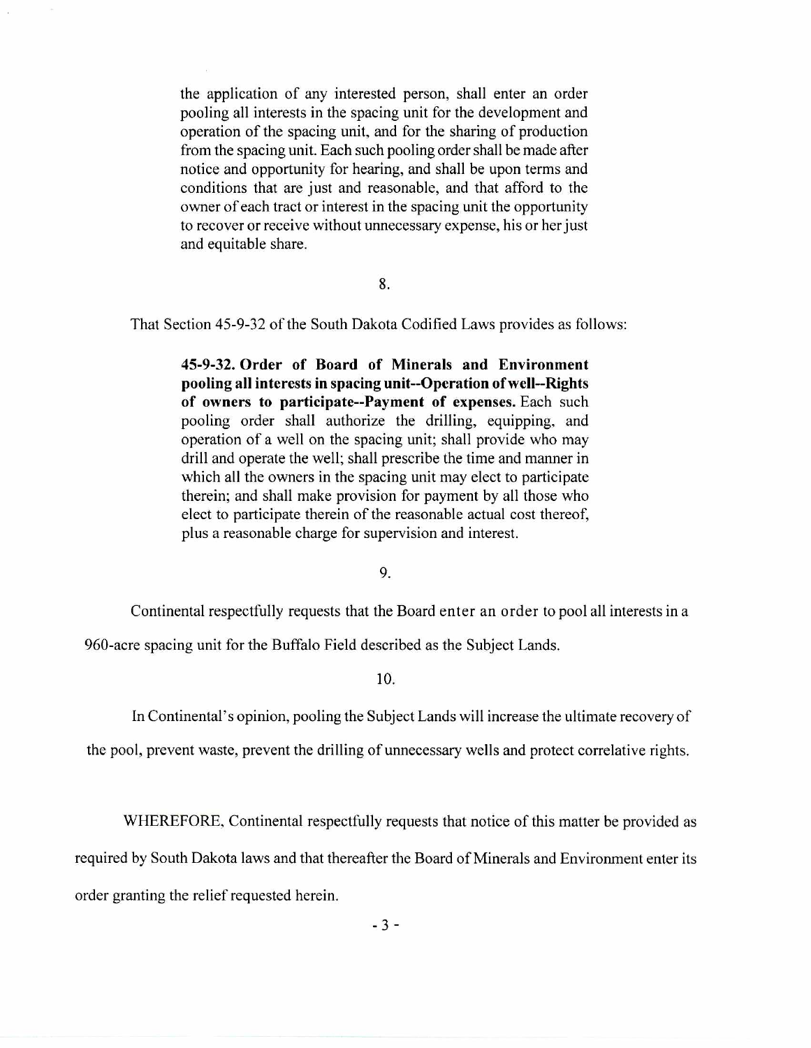> the application of any interested person, shall enter an order pooling all interests in the spacing unit for the development and operation of the spacing unit, and for the sharing of production from the spacing unit. Each such pooling order shall be made after notice and opportunity for hearing, and shall be upon terms and conditions that are just and reasonable, and that afford to the owner of each tract or interest in the spacing unit the opportunity to recover or receive without unnecessary expense, his or her just and equitable share.

8.

That Section 45-9-32 of the South Dakota Codified Laws provides as follows:

> **45-9-32. Order of Board of Minerals and Environment pooling all interests in spacing unit--Operation of well--Rights of owners to participate--Payment of expenses.** Each such pooling order shall authorize the drilling, equipping, and operation of a well on the spacing unit; shall provide who may drill and operate the well; shall prescribe the time and manner in which all the owners in the spacing unit may elect to participate therein; and shall make provision for payment by all those who elect to participate therein of the reasonable actual cost thereof, plus a reasonable charge for supervision and interest.

9.

Continental respectfully requests that the Board enter an order to pool all interests in a 960-acre spacing unit for the Buffalo Field described as the Subject Lands.

10.

In Continental's opinion, pooling the Subject Lands will increase the ultimate recovery of the pool, prevent waste, prevent the drilling of unnecessary wells and protect correlative rights.

WHEREFORE, Continental respectfully requests that notice of this matter be provided as required by South Dakota laws and that thereafter the Board of Minerals and Environment enter its order granting the relief requested herein.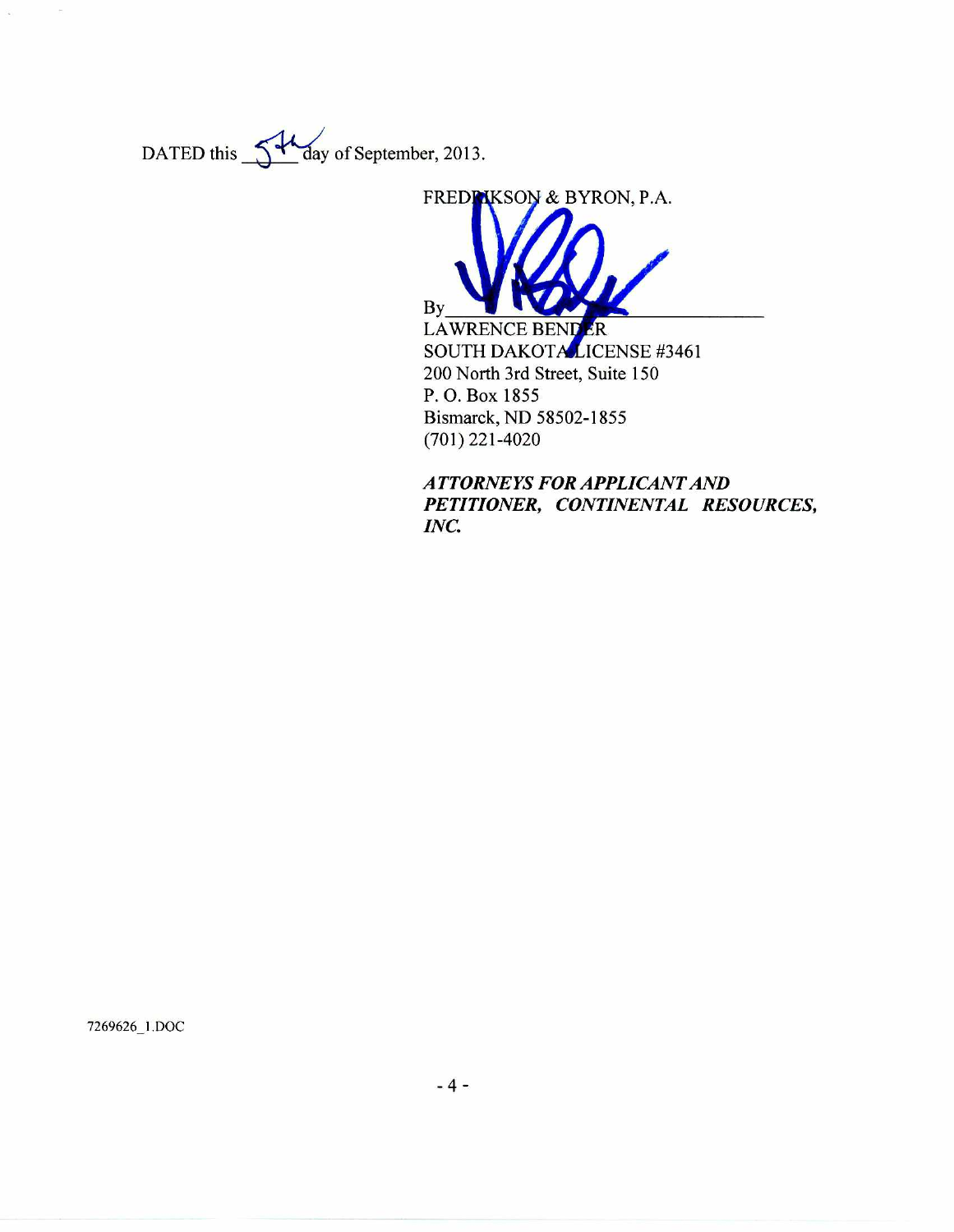DATED this 5th day of September, 2013.

FREDRIKSON & BYRON, P.A.

By ______________________________

LAWRENCE BENDER
SOUTH DAKOTA LICENSE #3461
200 North 3rd Street, Suite 150
P. O. Box 1855
Bismarck, ND 58502-1855
(701) 221-4020

***ATTORNEYS FOR APPLICANT AND PETITIONER, CONTINENTAL RESOURCES, INC.***

7269626_1.DOC